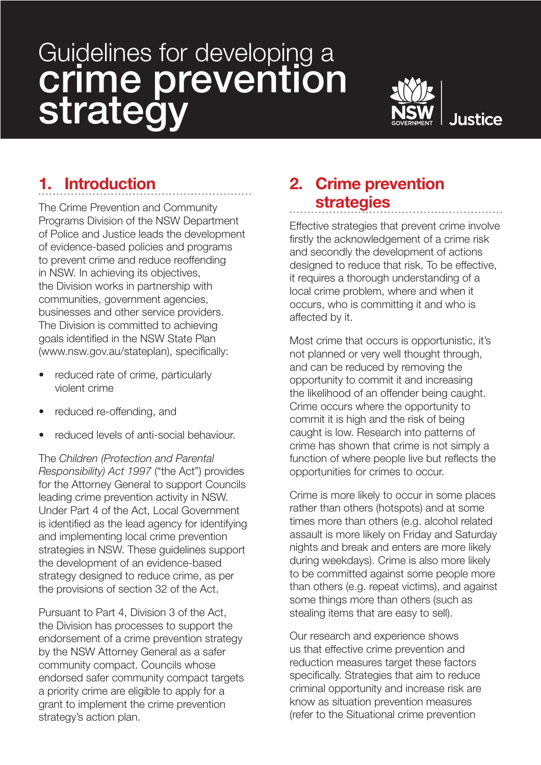# Guidelines for developing a crime prevention strategy

## 1. Introduction

The Crime Prevention and Community Programs Division of the NSW Department of Police and Justice leads the development of evidence-based policies and programs to prevent crime and reduce reoffending in NSW. In achieving its objectives, the Division works in partnership with communities, government agencies, businesses and other service providers. The Division is committed to achieving goals identified in the NSW State Plan (www.nsw.gov.au/stateplan), specifically:

- reduced rate of crime, particularly violent crime
- reduced re-offending, and
- reduced levels of anti-social behaviour.

The *Children (Protection and Parental Responsibility) Act 1997* ("the Act") provides for the Attorney General to support Councils leading crime prevention activity in NSW. Under Part 4 of the Act, Local Government is identified as the lead agency for identifying and implementing local crime prevention strategies in NSW. These guidelines support the development of an evidence-based strategy designed to reduce crime, as per the provisions of section 32 of the Act.

Pursuant to Part 4, Division 3 of the Act, the Division has processes to support the endorsement of a crime prevention strategy by the NSW Attorney General as a safer community compact. Councils whose endorsed safer community compact targets a priority crime are eligible to apply for a grant to implement the crime prevention strategy's action plan.

## 2. Crime prevention strategies

Effective strategies that prevent crime involve firstly the acknowledgement of a crime risk and secondly the development of actions designed to reduce that risk. To be effective, it requires a thorough understanding of a local crime problem, where and when it occurs, who is committing it and who is affected by it.

Most crime that occurs is opportunistic, it's not planned or very well thought through, and can be reduced by removing the opportunity to commit it and increasing the likelihood of an offender being caught. Crime occurs where the opportunity to commit it is high and the risk of being caught is low. Research into patterns of crime has shown that crime is not simply a function of where people live but reflects the opportunities for crimes to occur.

Crime is more likely to occur in some places rather than others (hotspots) and at some times more than others (e.g. alcohol related assault is more likely on Friday and Saturday nights and break and enters are more likely during weekdays). Crime is also more likely to be committed against some people more than others (e.g. repeat victims), and against some things more than others (such as stealing items that are easy to sell).

Our research and experience shows us that effective crime prevention and reduction measures target these factors specifically. Strategies that aim to reduce criminal opportunity and increase risk are know as situation prevention measures (refer to the Situational crime prevention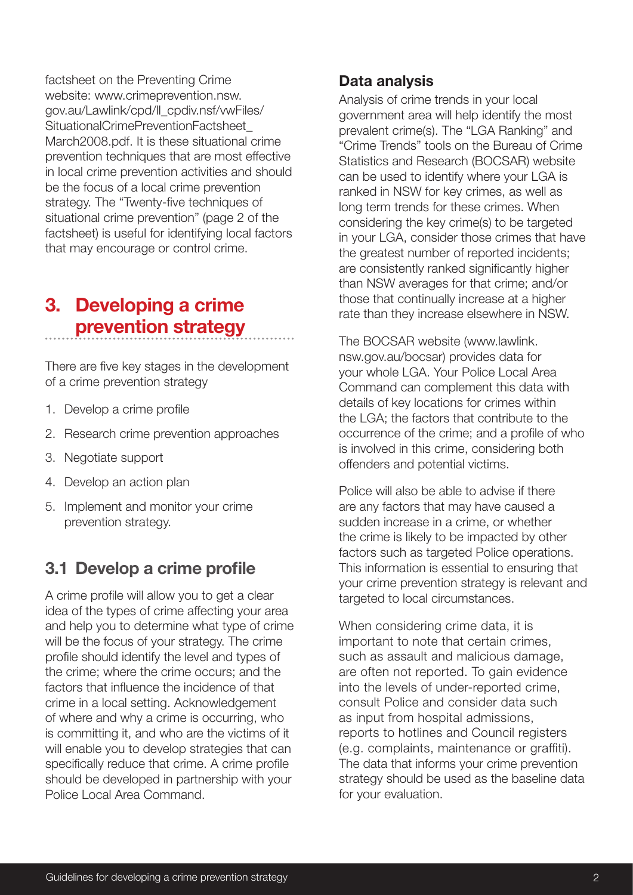factsheet on the Preventing Crime website: www.crimeprevention.nsw.gov.au/Lawlink/cpd/ll_cpdiv.nsf/vwFiles/SituationalCrimePreventionFactsheet_March2008.pdf. It is these situational crime prevention techniques that are most effective in local crime prevention activities and should be the focus of a local crime prevention strategy. The "Twenty-five techniques of situational crime prevention" (page 2 of the factsheet) is useful for identifying local factors that may encourage or control crime.

## 3. Developing a crime prevention strategy

There are five key stages in the development of a crime prevention strategy

1. Develop a crime profile
2. Research crime prevention approaches
3. Negotiate support
4. Develop an action plan
5. Implement and monitor your crime prevention strategy.

### 3.1 Develop a crime profile

A crime profile will allow you to get a clear idea of the types of crime affecting your area and help you to determine what type of crime will be the focus of your strategy. The crime profile should identify the level and types of the crime; where the crime occurs; and the factors that influence the incidence of that crime in a local setting. Acknowledgement of where and why a crime is occurring, who is committing it, and who are the victims of it will enable you to develop strategies that can specifically reduce that crime. A crime profile should be developed in partnership with your Police Local Area Command.

#### Data analysis

Analysis of crime trends in your local government area will help identify the most prevalent crime(s). The "LGA Ranking" and "Crime Trends" tools on the Bureau of Crime Statistics and Research (BOCSAR) website can be used to identify where your LGA is ranked in NSW for key crimes, as well as long term trends for these crimes. When considering the key crime(s) to be targeted in your LGA, consider those crimes that have the greatest number of reported incidents; are consistently ranked significantly higher than NSW averages for that crime; and/or those that continually increase at a higher rate than they increase elsewhere in NSW.

The BOCSAR website (www.lawlink.nsw.gov.au/bocsar) provides data for your whole LGA. Your Police Local Area Command can complement this data with details of key locations for crimes within the LGA; the factors that contribute to the occurrence of the crime; and a profile of who is involved in this crime, considering both offenders and potential victims.

Police will also be able to advise if there are any factors that may have caused a sudden increase in a crime, or whether the crime is likely to be impacted by other factors such as targeted Police operations. This information is essential to ensuring that your crime prevention strategy is relevant and targeted to local circumstances.

When considering crime data, it is important to note that certain crimes, such as assault and malicious damage, are often not reported. To gain evidence into the levels of under-reported crime, consult Police and consider data such as input from hospital admissions, reports to hotlines and Council registers (e.g. complaints, maintenance or graffiti). The data that informs your crime prevention strategy should be used as the baseline data for your evaluation.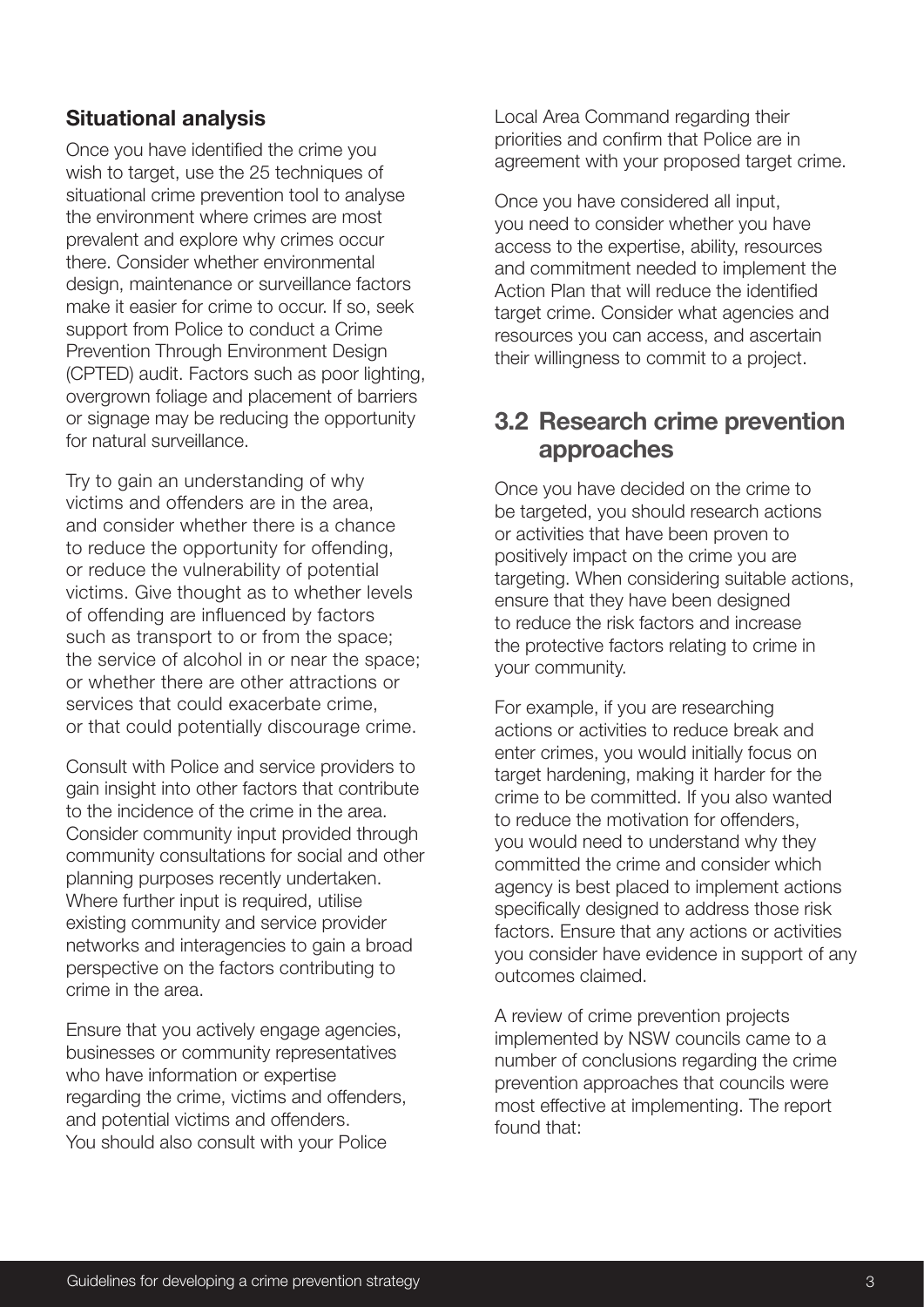### Situational analysis

Once you have identified the crime you wish to target, use the 25 techniques of situational crime prevention tool to analyse the environment where crimes are most prevalent and explore why crimes occur there. Consider whether environmental design, maintenance or surveillance factors make it easier for crime to occur. If so, seek support from Police to conduct a Crime Prevention Through Environment Design (CPTED) audit. Factors such as poor lighting, overgrown foliage and placement of barriers or signage may be reducing the opportunity for natural surveillance.

Try to gain an understanding of why victims and offenders are in the area, and consider whether there is a chance to reduce the opportunity for offending, or reduce the vulnerability of potential victims. Give thought as to whether levels of offending are influenced by factors such as transport to or from the space; the service of alcohol in or near the space; or whether there are other attractions or services that could exacerbate crime, or that could potentially discourage crime.

Consult with Police and service providers to gain insight into other factors that contribute to the incidence of the crime in the area. Consider community input provided through community consultations for social and other planning purposes recently undertaken. Where further input is required, utilise existing community and service provider networks and interagencies to gain a broad perspective on the factors contributing to crime in the area.

Ensure that you actively engage agencies, businesses or community representatives who have information or expertise regarding the crime, victims and offenders, and potential victims and offenders. You should also consult with your Police Local Area Command regarding their priorities and confirm that Police are in agreement with your proposed target crime.

Once you have considered all input, you need to consider whether you have access to the expertise, ability, resources and commitment needed to implement the Action Plan that will reduce the identified target crime. Consider what agencies and resources you can access, and ascertain their willingness to commit to a project.

## 3.2 Research crime prevention approaches

Once you have decided on the crime to be targeted, you should research actions or activities that have been proven to positively impact on the crime you are targeting. When considering suitable actions, ensure that they have been designed to reduce the risk factors and increase the protective factors relating to crime in your community.

For example, if you are researching actions or activities to reduce break and enter crimes, you would initially focus on target hardening, making it harder for the crime to be committed. If you also wanted to reduce the motivation for offenders, you would need to understand why they committed the crime and consider which agency is best placed to implement actions specifically designed to address those risk factors. Ensure that any actions or activities you consider have evidence in support of any outcomes claimed.

A review of crime prevention projects implemented by NSW councils came to a number of conclusions regarding the crime prevention approaches that councils were most effective at implementing. The report found that: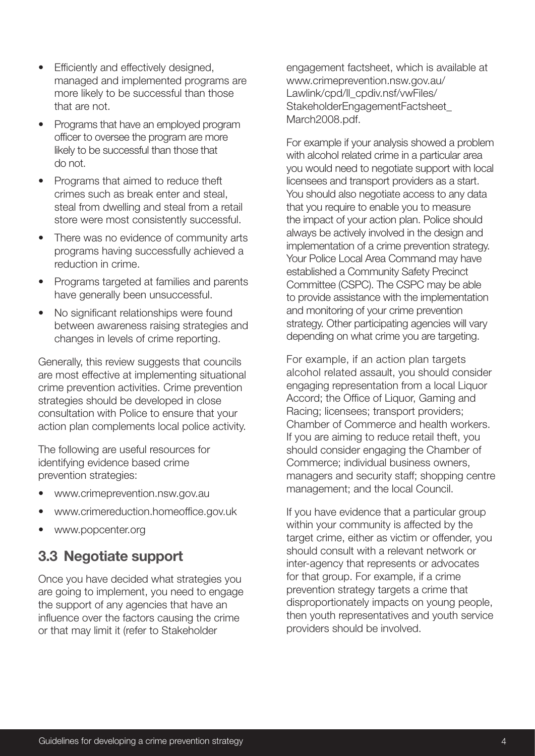- Efficiently and effectively designed, managed and implemented programs are more likely to be successful than those that are not.
- Programs that have an employed program officer to oversee the program are more likely to be successful than those that do not.
- Programs that aimed to reduce theft crimes such as break enter and steal, steal from dwelling and steal from a retail store were most consistently successful.
- There was no evidence of community arts programs having successfully achieved a reduction in crime.
- Programs targeted at families and parents have generally been unsuccessful.
- No significant relationships were found between awareness raising strategies and changes in levels of crime reporting.

Generally, this review suggests that councils are most effective at implementing situational crime prevention activities. Crime prevention strategies should be developed in close consultation with Police to ensure that your action plan complements local police activity.

The following are useful resources for identifying evidence based crime prevention strategies:

- www.crimeprevention.nsw.gov.au
- www.crimereduction.homeoffice.gov.uk
- www.popcenter.org

## 3.3 Negotiate support

Once you have decided what strategies you are going to implement, you need to engage the support of any agencies that have an influence over the factors causing the crime or that may limit it (refer to Stakeholder engagement factsheet, which is available at www.crimeprevention.nsw.gov.au/Lawlink/cpd/ll_cpdiv.nsf/vwFiles/StakeholderEngagementFactsheet_March2008.pdf.

For example if your analysis showed a problem with alcohol related crime in a particular area you would need to negotiate support with local licensees and transport providers as a start. You should also negotiate access to any data that you require to enable you to measure the impact of your action plan. Police should always be actively involved in the design and implementation of a crime prevention strategy. Your Police Local Area Command may have established a Community Safety Precinct Committee (CSPC). The CSPC may be able to provide assistance with the implementation and monitoring of your crime prevention strategy. Other participating agencies will vary depending on what crime you are targeting.

For example, if an action plan targets alcohol related assault, you should consider engaging representation from a local Liquor Accord; the Office of Liquor, Gaming and Racing; licensees; transport providers; Chamber of Commerce and health workers. If you are aiming to reduce retail theft, you should consider engaging the Chamber of Commerce; individual business owners, managers and security staff; shopping centre management; and the local Council.

If you have evidence that a particular group within your community is affected by the target crime, either as victim or offender, you should consult with a relevant network or inter-agency that represents or advocates for that group. For example, if a crime prevention strategy targets a crime that disproportionately impacts on young people, then youth representatives and youth service providers should be involved.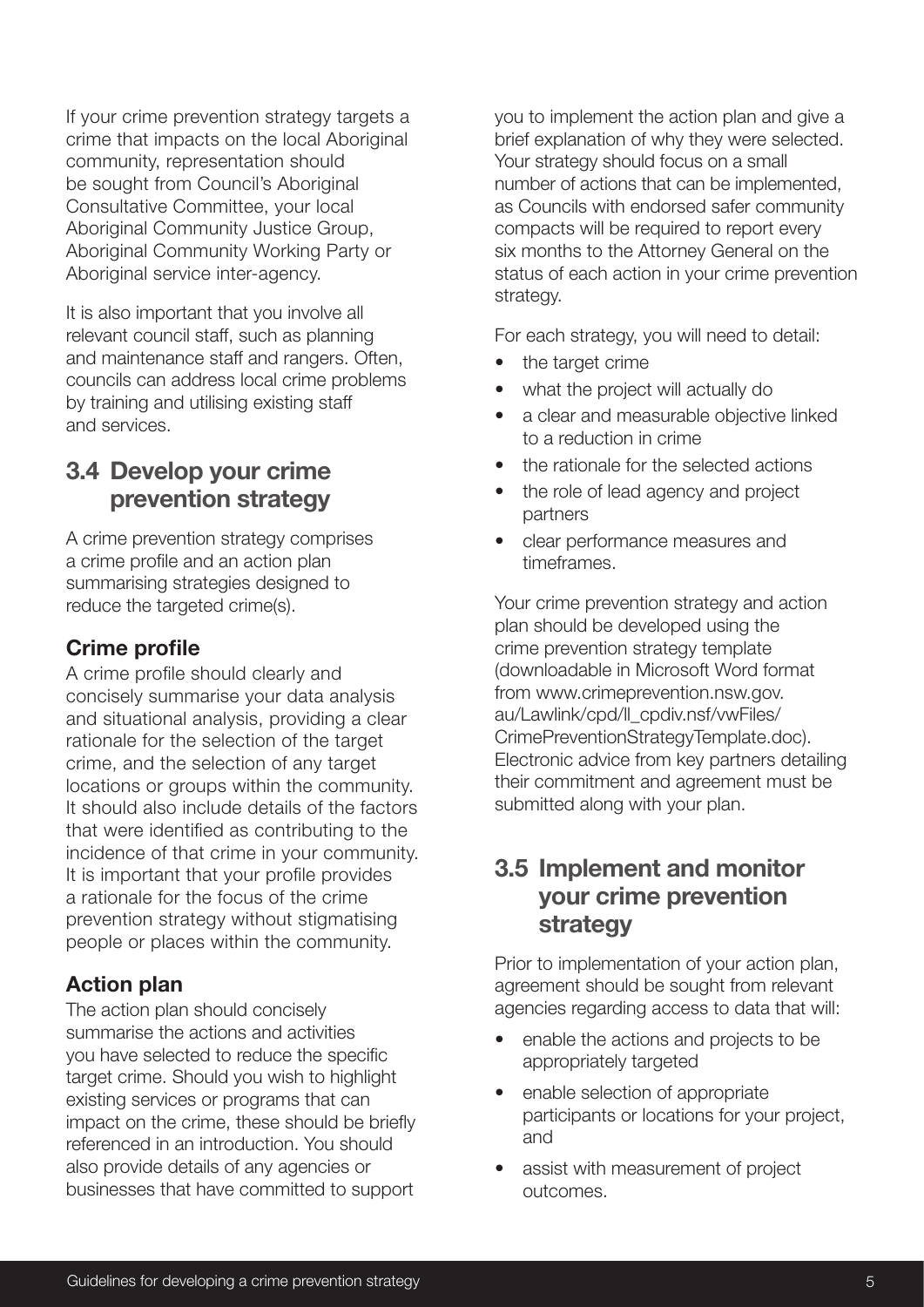If your crime prevention strategy targets a crime that impacts on the local Aboriginal community, representation should be sought from Council's Aboriginal Consultative Committee, your local Aboriginal Community Justice Group, Aboriginal Community Working Party or Aboriginal service inter-agency.

It is also important that you involve all relevant council staff, such as planning and maintenance staff and rangers. Often, councils can address local crime problems by training and utilising existing staff and services.

## 3.4 Develop your crime prevention strategy

A crime prevention strategy comprises a crime profile and an action plan summarising strategies designed to reduce the targeted crime(s).

### Crime profile

A crime profile should clearly and concisely summarise your data analysis and situational analysis, providing a clear rationale for the selection of the target crime, and the selection of any target locations or groups within the community. It should also include details of the factors that were identified as contributing to the incidence of that crime in your community. It is important that your profile provides a rationale for the focus of the crime prevention strategy without stigmatising people or places within the community.

### Action plan

The action plan should concisely summarise the actions and activities you have selected to reduce the specific target crime. Should you wish to highlight existing services or programs that can impact on the crime, these should be briefly referenced in an introduction. You should also provide details of any agencies or businesses that have committed to support you to implement the action plan and give a brief explanation of why they were selected. Your strategy should focus on a small number of actions that can be implemented, as Councils with endorsed safer community compacts will be required to report every six months to the Attorney General on the status of each action in your crime prevention strategy.

For each strategy, you will need to detail:

- the target crime
- what the project will actually do
- a clear and measurable objective linked to a reduction in crime
- the rationale for the selected actions
- the role of lead agency and project partners
- clear performance measures and timeframes.

Your crime prevention strategy and action plan should be developed using the crime prevention strategy template (downloadable in Microsoft Word format from www.crimeprevention.nsw.gov.au/Lawlink/cpd/ll_cpdiv.nsf/vwFiles/CrimePreventionStrategyTemplate.doc). Electronic advice from key partners detailing their commitment and agreement must be submitted along with your plan.

## 3.5 Implement and monitor your crime prevention strategy

Prior to implementation of your action plan, agreement should be sought from relevant agencies regarding access to data that will:

- enable the actions and projects to be appropriately targeted
- enable selection of appropriate participants or locations for your project, and
- assist with measurement of project outcomes.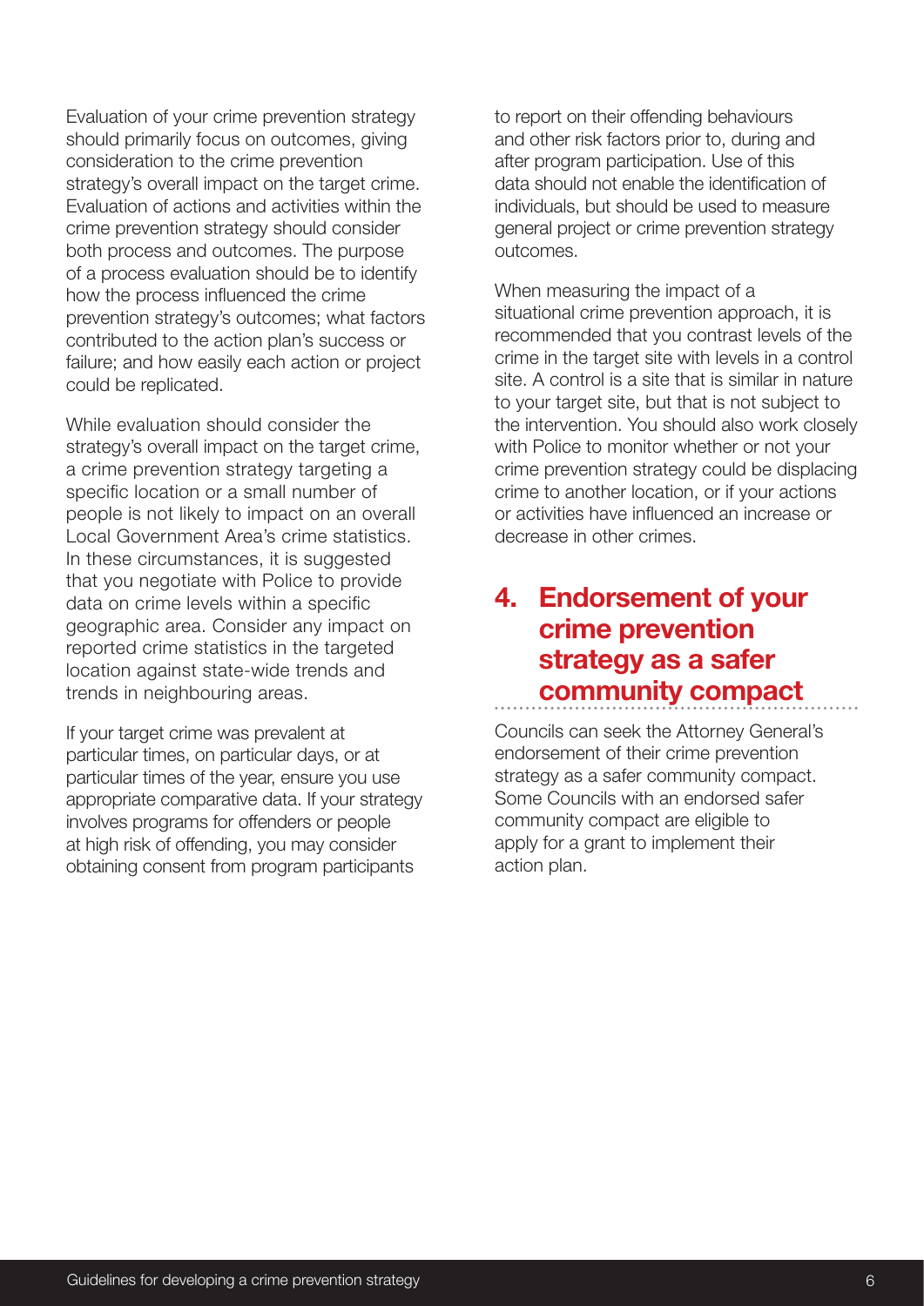Evaluation of your crime prevention strategy should primarily focus on outcomes, giving consideration to the crime prevention strategy's overall impact on the target crime. Evaluation of actions and activities within the crime prevention strategy should consider both process and outcomes. The purpose of a process evaluation should be to identify how the process influenced the crime prevention strategy's outcomes; what factors contributed to the action plan's success or failure; and how easily each action or project could be replicated.

While evaluation should consider the strategy's overall impact on the target crime, a crime prevention strategy targeting a specific location or a small number of people is not likely to impact on an overall Local Government Area's crime statistics. In these circumstances, it is suggested that you negotiate with Police to provide data on crime levels within a specific geographic area. Consider any impact on reported crime statistics in the targeted location against state-wide trends and trends in neighbouring areas.

If your target crime was prevalent at particular times, on particular days, or at particular times of the year, ensure you use appropriate comparative data. If your strategy involves programs for offenders or people at high risk of offending, you may consider obtaining consent from program participants to report on their offending behaviours and other risk factors prior to, during and after program participation. Use of this data should not enable the identification of individuals, but should be used to measure general project or crime prevention strategy outcomes.

When measuring the impact of a situational crime prevention approach, it is recommended that you contrast levels of the crime in the target site with levels in a control site. A control is a site that is similar in nature to your target site, but that is not subject to the intervention. You should also work closely with Police to monitor whether or not your crime prevention strategy could be displacing crime to another location, or if your actions or activities have influenced an increase or decrease in other crimes.

## 4. Endorsement of your crime prevention strategy as a safer community compact

Councils can seek the Attorney General's endorsement of their crime prevention strategy as a safer community compact. Some Councils with an endorsed safer community compact are eligible to apply for a grant to implement their action plan.